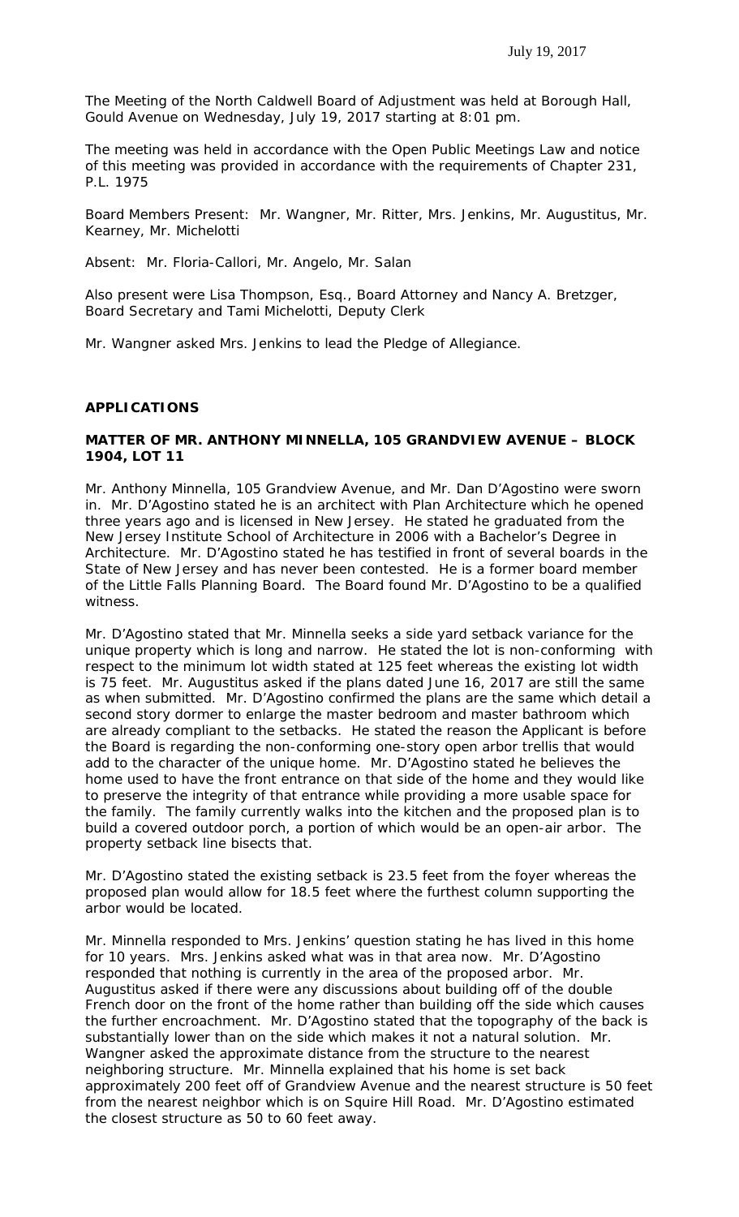July 19, 2017

The Meeting of the North Caldwell Board of Adjustment was held at Borough Hall, Gould Avenue on Wednesday, July 19, 2017 starting at 8:01 pm.

The meeting was held in accordance with the Open Public Meetings Law and notice of this meeting was provided in accordance with the requirements of Chapter 231, P.L. 1975

Board Members Present: Mr. Wangner, Mr. Ritter, Mrs. Jenkins, Mr. Augustitus, Mr. Kearney, Mr. Michelotti

Absent: Mr. Floria-Callori, Mr. Angelo, Mr. Salan

Also present were Lisa Thompson, Esq., Board Attorney and Nancy A. Bretzger, Board Secretary and Tami Michelotti, Deputy Clerk

Mr. Wangner asked Mrs. Jenkins to lead the Pledge of Allegiance.

**APPLICATIONS**

**MATTER OF MR. ANTHONY MINNELLA, 105 GRANDVIEW AVENUE – BLOCK 1904, LOT 11**

Mr. Anthony Minnella, 105 Grandview Avenue, and Mr. Dan D'Agostino were sworn in. Mr. D'Agostino stated he is an architect with Plan Architecture which he opened three years ago and is licensed in New Jersey. He stated he graduated from the New Jersey Institute School of Architecture in 2006 with a Bachelor's Degree in Architecture. Mr. D'Agostino stated he has testified in front of several boards in the State of New Jersey and has never been contested. He is a former board member of the Little Falls Planning Board. The Board found Mr. D'Agostino to be a qualified witness.

Mr. D'Agostino stated that Mr. Minnella seeks a side yard setback variance for the unique property which is long and narrow. He stated the lot is non-conforming with respect to the minimum lot width stated at 125 feet whereas the existing lot width is 75 feet. Mr. Augustitus asked if the plans dated June 16, 2017 are still the same as when submitted. Mr. D'Agostino confirmed the plans are the same which detail a second story dormer to enlarge the master bedroom and master bathroom which are already compliant to the setbacks. He stated the reason the Applicant is before the Board is regarding the non-conforming one-story open arbor trellis that would add to the character of the unique home. Mr. D'Agostino stated he believes the home used to have the front entrance on that side of the home and they would like to preserve the integrity of that entrance while providing a more usable space for the family. The family currently walks into the kitchen and the proposed plan is to build a covered outdoor porch, a portion of which would be an open-air arbor. The property setback line bisects that.

Mr. D'Agostino stated the existing setback is 23.5 feet from the foyer whereas the proposed plan would allow for 18.5 feet where the furthest column supporting the arbor would be located.

Mr. Minnella responded to Mrs. Jenkins' question stating he has lived in this home for 10 years. Mrs. Jenkins asked what was in that area now. Mr. D'Agostino responded that nothing is currently in the area of the proposed arbor. Mr. Augustitus asked if there were any discussions about building off of the double French door on the front of the home rather than building off the side which causes the further encroachment. Mr. D'Agostino stated that the topography of the back is substantially lower than on the side which makes it not a natural solution. Mr. Wangner asked the approximate distance from the structure to the nearest neighboring structure. Mr. Minnella explained that his home is set back approximately 200 feet off of Grandview Avenue and the nearest structure is 50 feet from the nearest neighbor which is on Squire Hill Road. Mr. D'Agostino estimated the closest structure as 50 to 60 feet away.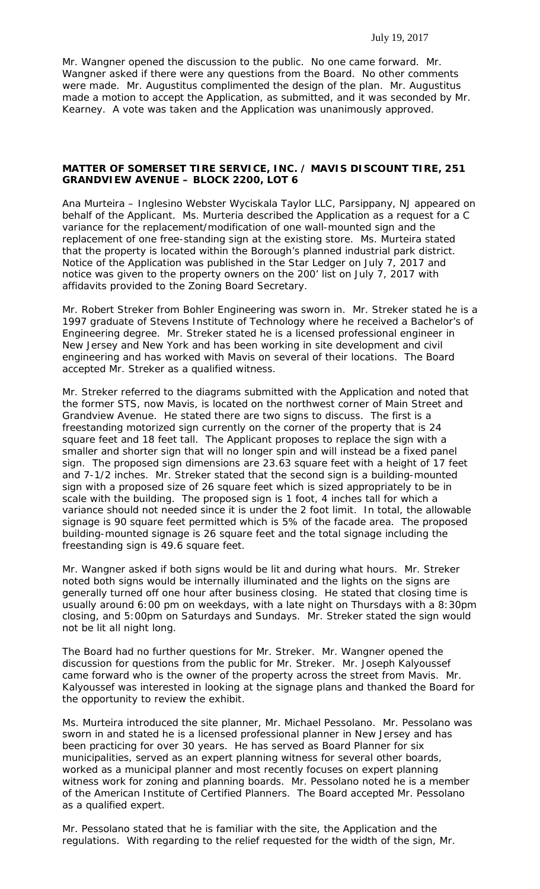Mr. Wangner opened the discussion to the public. No one came forward. Mr. Wangner asked if there were any questions from the Board. No other comments were made. Mr. Augustitus complimented the design of the plan. Mr. Augustitus made a motion to accept the Application, as submitted, and it was seconded by Mr. Kearney. A vote was taken and the Application was unanimously approved.

**MATTER OF SOMERSET TIRE SERVICE, INC. / MAVIS DISCOUNT TIRE, 251 GRANDVIEW AVENUE – BLOCK 2200, LOT 6**

Ana Murteira – Inglesino Webster Wyciskala Taylor LLC, Parsippany, NJ appeared on behalf of the Applicant. Ms. Murteria described the Application as a request for a C variance for the replacement/modification of one wall-mounted sign and the replacement of one free-standing sign at the existing store. Ms. Murteira stated that the property is located within the Borough's planned industrial park district. Notice of the Application was published in the Star Ledger on July 7, 2017 and notice was given to the property owners on the 200' list on July 7, 2017 with affidavits provided to the Zoning Board Secretary.

Mr. Robert Streker from Bohler Engineering was sworn in. Mr. Streker stated he is a 1997 graduate of Stevens Institute of Technology where he received a Bachelor's of Engineering degree. Mr. Streker stated he is a licensed professional engineer in New Jersey and New York and has been working in site development and civil engineering and has worked with Mavis on several of their locations. The Board accepted Mr. Streker as a qualified witness.

Mr. Streker referred to the diagrams submitted with the Application and noted that the former STS, now Mavis, is located on the northwest corner of Main Street and Grandview Avenue. He stated there are two signs to discuss. The first is a freestanding motorized sign currently on the corner of the property that is 24 square feet and 18 feet tall. The Applicant proposes to replace the sign with a smaller and shorter sign that will no longer spin and will instead be a fixed panel sign. The proposed sign dimensions are 23.63 square feet with a height of 17 feet and 7-1/2 inches. Mr. Streker stated that the second sign is a building-mounted sign with a proposed size of 26 square feet which is sized appropriately to be in scale with the building. The proposed sign is 1 foot, 4 inches tall for which a variance should not needed since it is under the 2 foot limit. In total, the allowable signage is 90 square feet permitted which is 5% of the facade area. The proposed building-mounted signage is 26 square feet and the total signage including the freestanding sign is 49.6 square feet.

Mr. Wangner asked if both signs would be lit and during what hours. Mr. Streker noted both signs would be internally illuminated and the lights on the signs are generally turned off one hour after business closing. He stated that closing time is usually around 6:00 pm on weekdays, with a late night on Thursdays with a 8:30pm closing, and 5:00pm on Saturdays and Sundays. Mr. Streker stated the sign would not be lit all night long.

The Board had no further questions for Mr. Streker. Mr. Wangner opened the discussion for questions from the public for Mr. Streker. Mr. Joseph Kalyoussef came forward who is the owner of the property across the street from Mavis. Mr. Kalyoussef was interested in looking at the signage plans and thanked the Board for the opportunity to review the exhibit.

Ms. Murteira introduced the site planner, Mr. Michael Pessolano. Mr. Pessolano was sworn in and stated he is a licensed professional planner in New Jersey and has been practicing for over 30 years. He has served as Board Planner for six municipalities, served as an expert planning witness for several other boards, worked as a municipal planner and most recently focuses on expert planning witness work for zoning and planning boards. Mr. Pessolano noted he is a member of the American Institute of Certified Planners. The Board accepted Mr. Pessolano as a qualified expert.

Mr. Pessolano stated that he is familiar with the site, the Application and the regulations. With regarding to the relief requested for the width of the sign, Mr.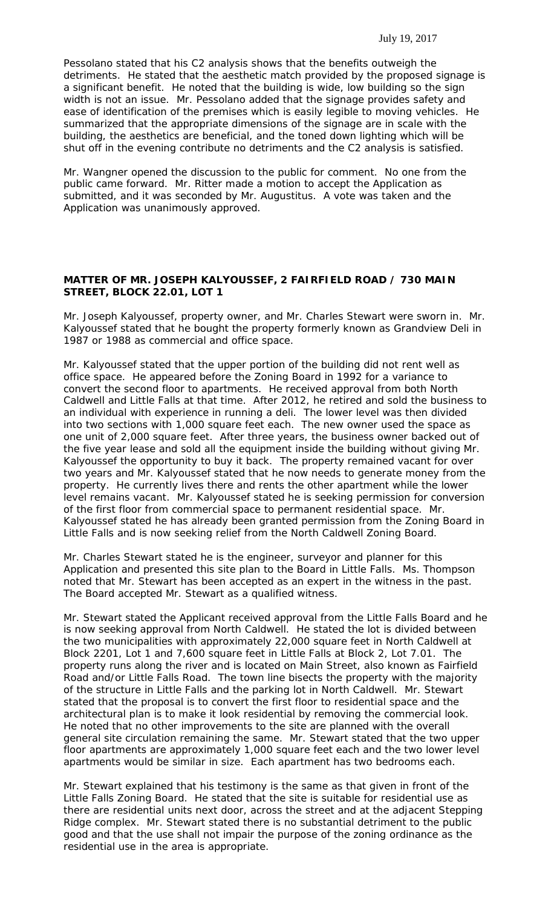Pessolano stated that his C2 analysis shows that the benefits outweigh the detriments. He stated that the aesthetic match provided by the proposed signage is a significant benefit. He noted that the building is wide, low building so the sign width is not an issue. Mr. Pessolano added that the signage provides safety and ease of identification of the premises which is easily legible to moving vehicles. He summarized that the appropriate dimensions of the signage are in scale with the building, the aesthetics are beneficial, and the toned down lighting which will be shut off in the evening contribute no detriments and the C2 analysis is satisfied.

Mr. Wangner opened the discussion to the public for comment. No one from the public came forward. Mr. Ritter made a motion to accept the Application as submitted, and it was seconded by Mr. Augustitus. A vote was taken and the Application was unanimously approved.

**MATTER OF MR. JOSEPH KALYOUSSEF, 2 FAIRFIELD ROAD / 730 MAIN STREET, BLOCK 22.01, LOT 1**

Mr. Joseph Kalyoussef, property owner, and Mr. Charles Stewart were sworn in. Mr. Kalyoussef stated that he bought the property formerly known as Grandview Deli in 1987 or 1988 as commercial and office space.

Mr. Kalyoussef stated that the upper portion of the building did not rent well as office space. He appeared before the Zoning Board in 1992 for a variance to convert the second floor to apartments. He received approval from both North Caldwell and Little Falls at that time. After 2012, he retired and sold the business to an individual with experience in running a deli. The lower level was then divided into two sections with 1,000 square feet each. The new owner used the space as one unit of 2,000 square feet. After three years, the business owner backed out of the five year lease and sold all the equipment inside the building without giving Mr. Kalyoussef the opportunity to buy it back. The property remained vacant for over two years and Mr. Kalyoussef stated that he now needs to generate money from the property. He currently lives there and rents the other apartment while the lower level remains vacant. Mr. Kalyoussef stated he is seeking permission for conversion of the first floor from commercial space to permanent residential space. Mr. Kalyoussef stated he has already been granted permission from the Zoning Board in Little Falls and is now seeking relief from the North Caldwell Zoning Board.

Mr. Charles Stewart stated he is the engineer, surveyor and planner for this Application and presented this site plan to the Board in Little Falls. Ms. Thompson noted that Mr. Stewart has been accepted as an expert in the witness in the past. The Board accepted Mr. Stewart as a qualified witness.

Mr. Stewart stated the Applicant received approval from the Little Falls Board and he is now seeking approval from North Caldwell. He stated the lot is divided between the two municipalities with approximately 22,000 square feet in North Caldwell at Block 2201, Lot 1 and 7,600 square feet in Little Falls at Block 2, Lot 7.01. The property runs along the river and is located on Main Street, also known as Fairfield Road and/or Little Falls Road. The town line bisects the property with the majority of the structure in Little Falls and the parking lot in North Caldwell. Mr. Stewart stated that the proposal is to convert the first floor to residential space and the architectural plan is to make it look residential by removing the commercial look. He noted that no other improvements to the site are planned with the overall general site circulation remaining the same. Mr. Stewart stated that the two upper floor apartments are approximately 1,000 square feet each and the two lower level apartments would be similar in size. Each apartment has two bedrooms each.

Mr. Stewart explained that his testimony is the same as that given in front of the Little Falls Zoning Board. He stated that the site is suitable for residential use as there are residential units next door, across the street and at the adjacent Stepping Ridge complex. Mr. Stewart stated there is no substantial detriment to the public good and that the use shall not impair the purpose of the zoning ordinance as the residential use in the area is appropriate.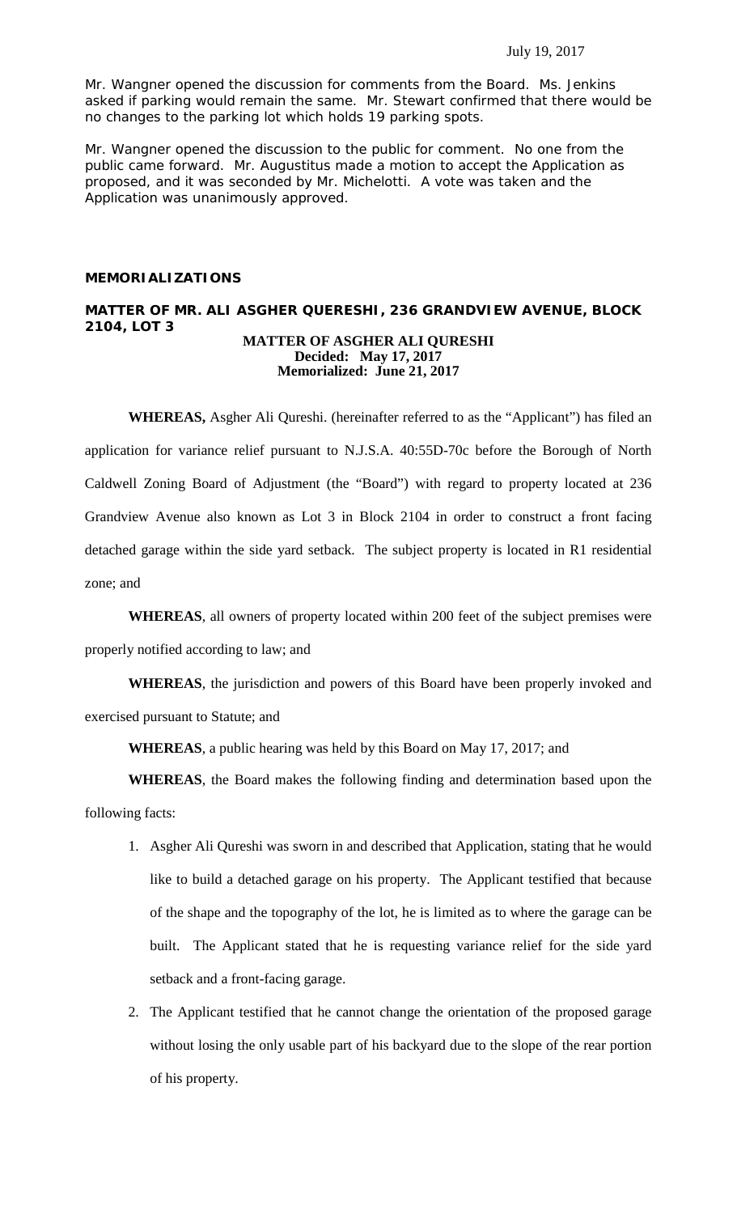Mr. Wangner opened the discussion for comments from the Board. Ms. Jenkins asked if parking would remain the same. Mr. Stewart confirmed that there would be no changes to the parking lot which holds 19 parking spots.

Mr. Wangner opened the discussion to the public for comment. No one from the public came forward. Mr. Augustitus made a motion to accept the Application as proposed, and it was seconded by Mr. Michelotti. A vote was taken and the Application was unanimously approved.

## MEMORIALIZATIONS

### MATTER OF MR. ALI ASGHER QUERESHI, 236 GRANDVIEW AVENUE, BLOCK 2104, LOT 3

**MATTER OF ASGHER ALI QURESHI**
**Decided: May 17, 2017**
**Memorialized: June 21, 2017**

**WHEREAS,** Asgher Ali Qureshi. (hereinafter referred to as the "Applicant") has filed an application for variance relief pursuant to N.J.S.A. 40:55D-70c before the Borough of North Caldwell Zoning Board of Adjustment (the "Board") with regard to property located at 236 Grandview Avenue also known as Lot 3 in Block 2104 in order to construct a front facing detached garage within the side yard setback. The subject property is located in R1 residential zone; and

**WHEREAS**, all owners of property located within 200 feet of the subject premises were properly notified according to law; and

**WHEREAS**, the jurisdiction and powers of this Board have been properly invoked and exercised pursuant to Statute; and

**WHEREAS**, a public hearing was held by this Board on May 17, 2017; and

**WHEREAS**, the Board makes the following finding and determination based upon the following facts:

1. Asgher Ali Qureshi was sworn in and described that Application, stating that he would like to build a detached garage on his property. The Applicant testified that because of the shape and the topography of the lot, he is limited as to where the garage can be built. The Applicant stated that he is requesting variance relief for the side yard setback and a front-facing garage.
2. The Applicant testified that he cannot change the orientation of the proposed garage without losing the only usable part of his backyard due to the slope of the rear portion of his property.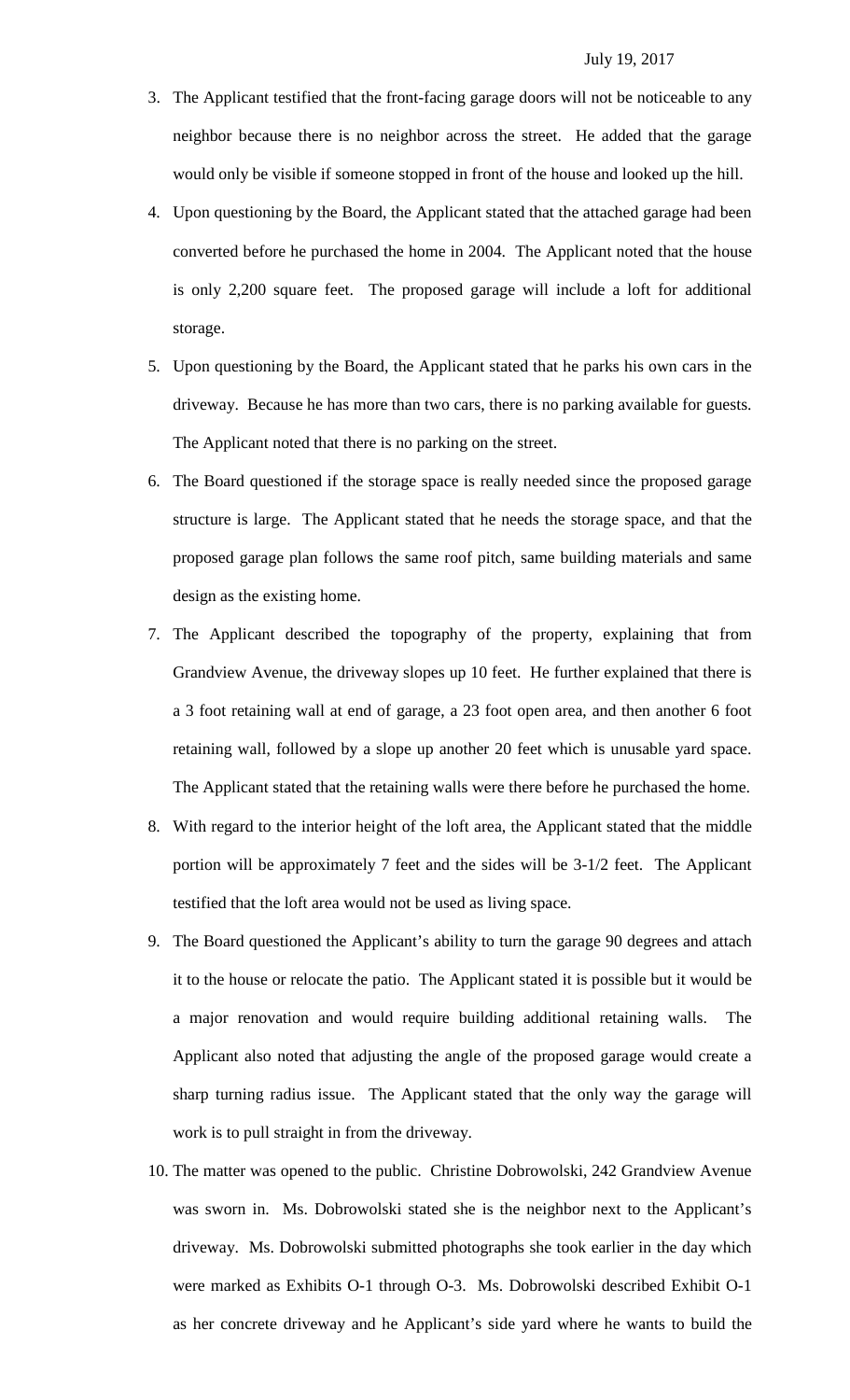3. The Applicant testified that the front-facing garage doors will not be noticeable to any neighbor because there is no neighbor across the street. He added that the garage would only be visible if someone stopped in front of the house and looked up the hill.
4. Upon questioning by the Board, the Applicant stated that the attached garage had been converted before he purchased the home in 2004. The Applicant noted that the house is only 2,200 square feet. The proposed garage will include a loft for additional storage.
5. Upon questioning by the Board, the Applicant stated that he parks his own cars in the driveway. Because he has more than two cars, there is no parking available for guests. The Applicant noted that there is no parking on the street.
6. The Board questioned if the storage space is really needed since the proposed garage structure is large. The Applicant stated that he needs the storage space, and that the proposed garage plan follows the same roof pitch, same building materials and same design as the existing home.
7. The Applicant described the topography of the property, explaining that from Grandview Avenue, the driveway slopes up 10 feet. He further explained that there is a 3 foot retaining wall at end of garage, a 23 foot open area, and then another 6 foot retaining wall, followed by a slope up another 20 feet which is unusable yard space. The Applicant stated that the retaining walls were there before he purchased the home.
8. With regard to the interior height of the loft area, the Applicant stated that the middle portion will be approximately 7 feet and the sides will be 3-1/2 feet. The Applicant testified that the loft area would not be used as living space.
9. The Board questioned the Applicant's ability to turn the garage 90 degrees and attach it to the house or relocate the patio. The Applicant stated it is possible but it would be a major renovation and would require building additional retaining walls. The Applicant also noted that adjusting the angle of the proposed garage would create a sharp turning radius issue. The Applicant stated that the only way the garage will work is to pull straight in from the driveway.
10. The matter was opened to the public. Christine Dobrowolski, 242 Grandview Avenue was sworn in. Ms. Dobrowolski stated she is the neighbor next to the Applicant's driveway. Ms. Dobrowolski submitted photographs she took earlier in the day which were marked as Exhibits O-1 through O-3. Ms. Dobrowolski described Exhibit O-1 as her concrete driveway and he Applicant's side yard where he wants to build the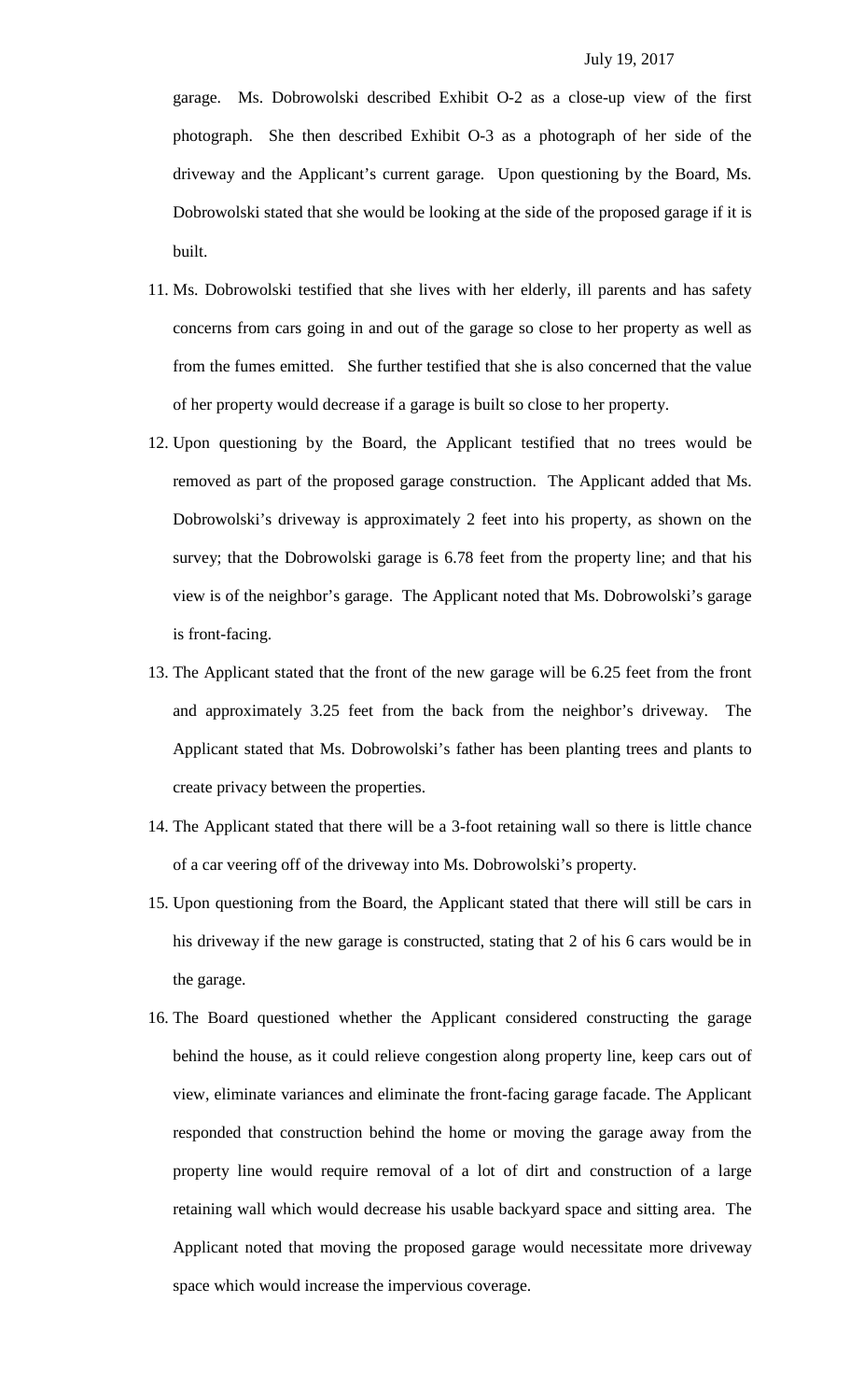garage. Ms. Dobrowolski described Exhibit O-2 as a close-up view of the first photograph. She then described Exhibit O-3 as a photograph of her side of the driveway and the Applicant's current garage. Upon questioning by the Board, Ms. Dobrowolski stated that she would be looking at the side of the proposed garage if it is built.

11. Ms. Dobrowolski testified that she lives with her elderly, ill parents and has safety concerns from cars going in and out of the garage so close to her property as well as from the fumes emitted. She further testified that she is also concerned that the value of her property would decrease if a garage is built so close to her property.

12. Upon questioning by the Board, the Applicant testified that no trees would be removed as part of the proposed garage construction. The Applicant added that Ms. Dobrowolski's driveway is approximately 2 feet into his property, as shown on the survey; that the Dobrowolski garage is 6.78 feet from the property line; and that his view is of the neighbor's garage. The Applicant noted that Ms. Dobrowolski's garage is front-facing.

13. The Applicant stated that the front of the new garage will be 6.25 feet from the front and approximately 3.25 feet from the back from the neighbor's driveway. The Applicant stated that Ms. Dobrowolski's father has been planting trees and plants to create privacy between the properties.

14. The Applicant stated that there will be a 3-foot retaining wall so there is little chance of a car veering off of the driveway into Ms. Dobrowolski's property.

15. Upon questioning from the Board, the Applicant stated that there will still be cars in his driveway if the new garage is constructed, stating that 2 of his 6 cars would be in the garage.

16. The Board questioned whether the Applicant considered constructing the garage behind the house, as it could relieve congestion along property line, keep cars out of view, eliminate variances and eliminate the front-facing garage facade. The Applicant responded that construction behind the home or moving the garage away from the property line would require removal of a lot of dirt and construction of a large retaining wall which would decrease his usable backyard space and sitting area. The Applicant noted that moving the proposed garage would necessitate more driveway space which would increase the impervious coverage.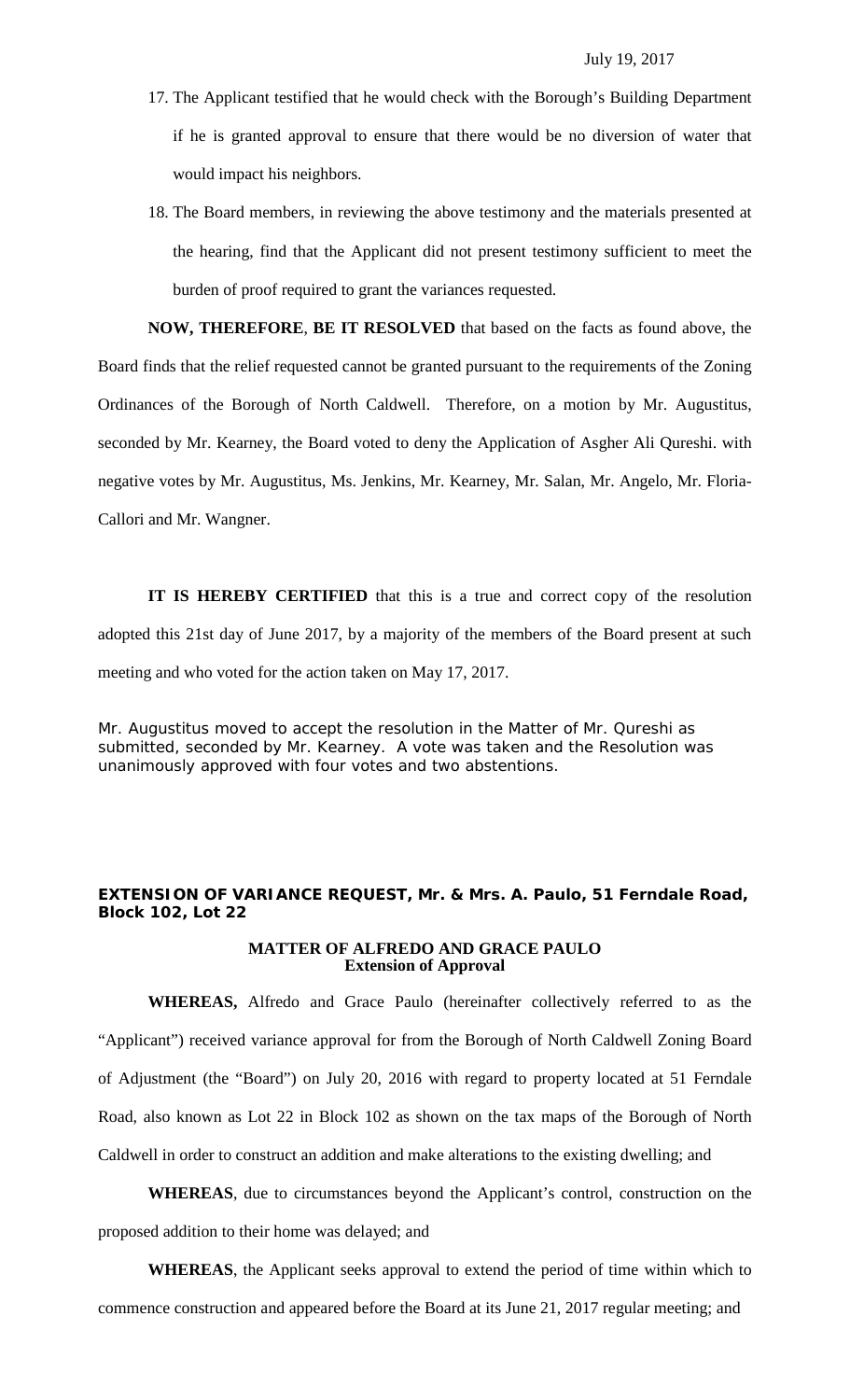17. The Applicant testified that he would check with the Borough's Building Department if he is granted approval to ensure that there would be no diversion of water that would impact his neighbors.

18. The Board members, in reviewing the above testimony and the materials presented at the hearing, find that the Applicant did not present testimony sufficient to meet the burden of proof required to grant the variances requested.

**NOW, THEREFORE**, **BE IT RESOLVED** that based on the facts as found above, the Board finds that the relief requested cannot be granted pursuant to the requirements of the Zoning Ordinances of the Borough of North Caldwell. Therefore, on a motion by Mr. Augustitus, seconded by Mr. Kearney, the Board voted to deny the Application of Asgher Ali Qureshi. with negative votes by Mr. Augustitus, Ms. Jenkins, Mr. Kearney, Mr. Salan, Mr. Angelo, Mr. Floria-Callori and Mr. Wangner.

**IT IS HEREBY CERTIFIED** that this is a true and correct copy of the resolution adopted this 21st day of June 2017, by a majority of the members of the Board present at such meeting and who voted for the action taken on May 17, 2017.

Mr. Augustitus moved to accept the resolution in the Matter of Mr. Qureshi as submitted, seconded by Mr. Kearney. A vote was taken and the Resolution was unanimously approved with four votes and two abstentions.

**EXTENSION OF VARIANCE REQUEST, Mr. & Mrs. A. Paulo, 51 Ferndale Road, Block 102, Lot 22**

**MATTER OF ALFREDO AND GRACE PAULO**
**Extension of Approval**

**WHEREAS,** Alfredo and Grace Paulo (hereinafter collectively referred to as the "Applicant") received variance approval for from the Borough of North Caldwell Zoning Board of Adjustment (the "Board") on July 20, 2016 with regard to property located at 51 Ferndale Road, also known as Lot 22 in Block 102 as shown on the tax maps of the Borough of North Caldwell in order to construct an addition and make alterations to the existing dwelling; and

**WHEREAS**, due to circumstances beyond the Applicant's control, construction on the proposed addition to their home was delayed; and

**WHEREAS**, the Applicant seeks approval to extend the period of time within which to commence construction and appeared before the Board at its June 21, 2017 regular meeting; and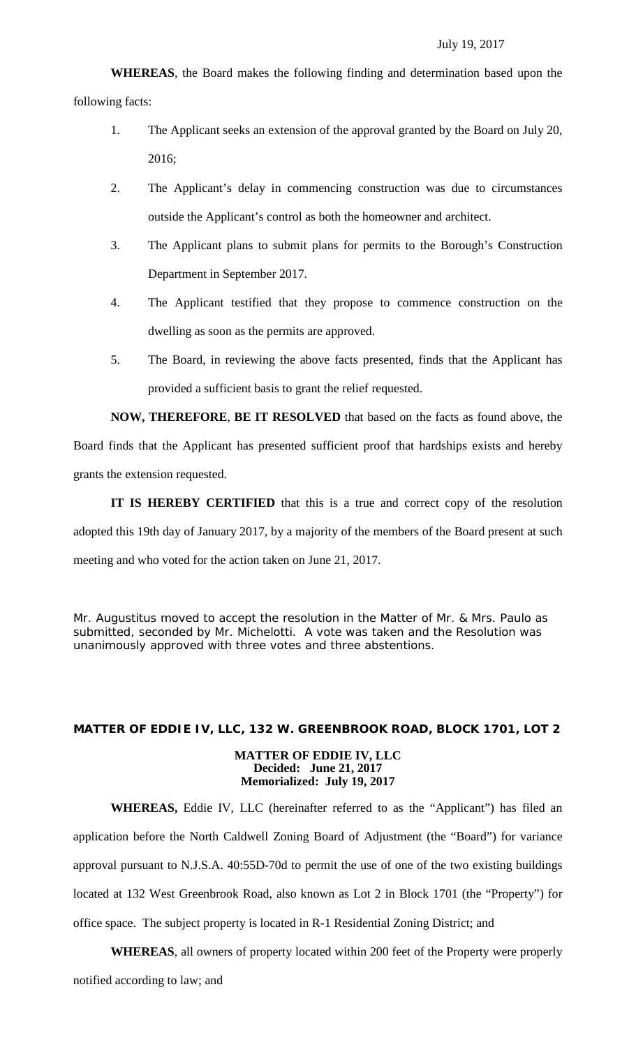July 19, 2017

**WHEREAS**, the Board makes the following finding and determination based upon the following facts:

1. The Applicant seeks an extension of the approval granted by the Board on July 20, 2016;
2. The Applicant's delay in commencing construction was due to circumstances outside the Applicant's control as both the homeowner and architect.
3. The Applicant plans to submit plans for permits to the Borough's Construction Department in September 2017.
4. The Applicant testified that they propose to commence construction on the dwelling as soon as the permits are approved.
5. The Board, in reviewing the above facts presented, finds that the Applicant has provided a sufficient basis to grant the relief requested.

**NOW, THEREFORE**, **BE IT RESOLVED** that based on the facts as found above, the Board finds that the Applicant has presented sufficient proof that hardships exists and hereby grants the extension requested.

**IT IS HEREBY CERTIFIED** that this is a true and correct copy of the resolution adopted this 19th day of January 2017, by a majority of the members of the Board present at such meeting and who voted for the action taken on June 21, 2017.

Mr. Augustitus moved to accept the resolution in the Matter of Mr. & Mrs. Paulo as submitted, seconded by Mr. Michelotti. A vote was taken and the Resolution was unanimously approved with three votes and three abstentions.

**MATTER OF EDDIE IV, LLC, 132 W. GREENBROOK ROAD, BLOCK 1701, LOT 2**

**MATTER OF EDDIE IV, LLC**
**Decided: June 21, 2017**
**Memorialized: July 19, 2017**

**WHEREAS,** Eddie IV, LLC (hereinafter referred to as the "Applicant") has filed an application before the North Caldwell Zoning Board of Adjustment (the "Board") for variance approval pursuant to N.J.S.A. 40:55D-70d to permit the use of one of the two existing buildings located at 132 West Greenbrook Road, also known as Lot 2 in Block 1701 (the "Property") for office space. The subject property is located in R-1 Residential Zoning District; and

**WHEREAS**, all owners of property located within 200 feet of the Property were properly notified according to law; and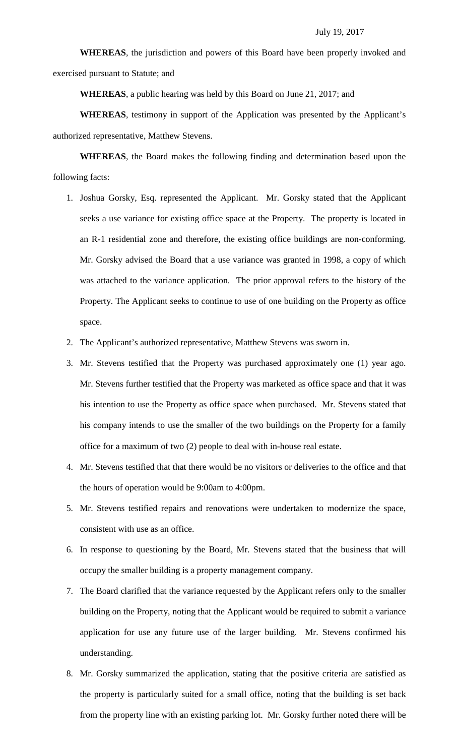July 19, 2017

**WHEREAS**, the jurisdiction and powers of this Board have been properly invoked and exercised pursuant to Statute; and

**WHEREAS**, a public hearing was held by this Board on June 21, 2017; and

**WHEREAS**, testimony in support of the Application was presented by the Applicant's authorized representative, Matthew Stevens.

**WHEREAS**, the Board makes the following finding and determination based upon the following facts:

1. Joshua Gorsky, Esq. represented the Applicant. Mr. Gorsky stated that the Applicant seeks a use variance for existing office space at the Property. The property is located in an R-1 residential zone and therefore, the existing office buildings are non-conforming. Mr. Gorsky advised the Board that a use variance was granted in 1998, a copy of which was attached to the variance application. The prior approval refers to the history of the Property. The Applicant seeks to continue to use of one building on the Property as office space.
2. The Applicant's authorized representative, Matthew Stevens was sworn in.
3. Mr. Stevens testified that the Property was purchased approximately one (1) year ago. Mr. Stevens further testified that the Property was marketed as office space and that it was his intention to use the Property as office space when purchased. Mr. Stevens stated that his company intends to use the smaller of the two buildings on the Property for a family office for a maximum of two (2) people to deal with in-house real estate.
4. Mr. Stevens testified that that there would be no visitors or deliveries to the office and that the hours of operation would be 9:00am to 4:00pm.
5. Mr. Stevens testified repairs and renovations were undertaken to modernize the space, consistent with use as an office.
6. In response to questioning by the Board, Mr. Stevens stated that the business that will occupy the smaller building is a property management company.
7. The Board clarified that the variance requested by the Applicant refers only to the smaller building on the Property, noting that the Applicant would be required to submit a variance application for use any future use of the larger building. Mr. Stevens confirmed his understanding.
8. Mr. Gorsky summarized the application, stating that the positive criteria are satisfied as the property is particularly suited for a small office, noting that the building is set back from the property line with an existing parking lot. Mr. Gorsky further noted there will be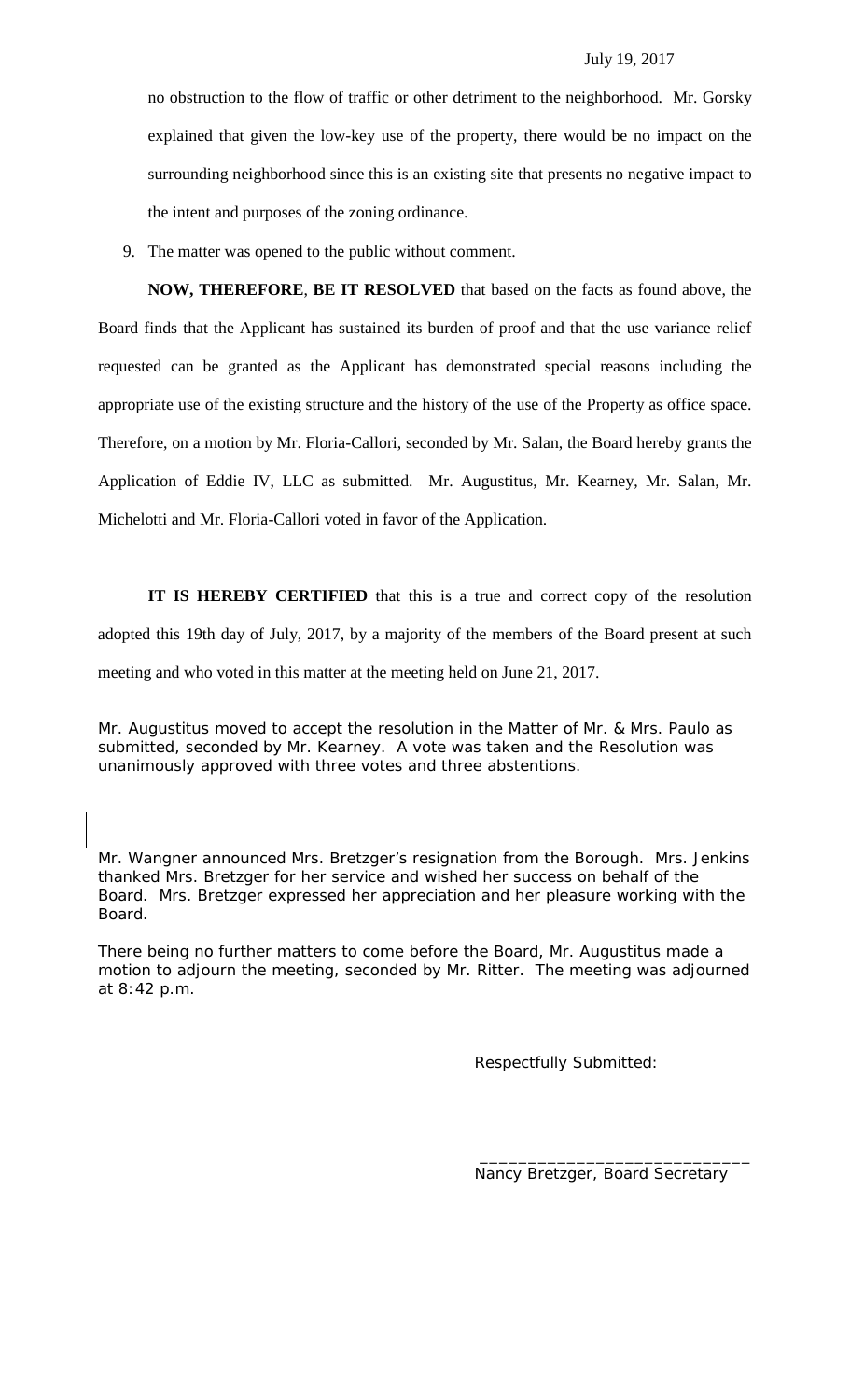no obstruction to the flow of traffic or other detriment to the neighborhood. Mr. Gorsky explained that given the low-key use of the property, there would be no impact on the surrounding neighborhood since this is an existing site that presents no negative impact to the intent and purposes of the zoning ordinance.

9. The matter was opened to the public without comment.

**NOW, THEREFORE**, **BE IT RESOLVED** that based on the facts as found above, the Board finds that the Applicant has sustained its burden of proof and that the use variance relief requested can be granted as the Applicant has demonstrated special reasons including the appropriate use of the existing structure and the history of the use of the Property as office space. Therefore, on a motion by Mr. Floria-Callori, seconded by Mr. Salan, the Board hereby grants the Application of Eddie IV, LLC as submitted. Mr. Augustitus, Mr. Kearney, Mr. Salan, Mr. Michelotti and Mr. Floria-Callori voted in favor of the Application.

**IT IS HEREBY CERTIFIED** that this is a true and correct copy of the resolution adopted this 19th day of July, 2017, by a majority of the members of the Board present at such meeting and who voted in this matter at the meeting held on June 21, 2017.

Mr. Augustitus moved to accept the resolution in the Matter of Mr. & Mrs. Paulo as submitted, seconded by Mr. Kearney. A vote was taken and the Resolution was unanimously approved with three votes and three abstentions.

Mr. Wangner announced Mrs. Bretzger's resignation from the Borough. Mrs. Jenkins thanked Mrs. Bretzger for her service and wished her success on behalf of the Board. Mrs. Bretzger expressed her appreciation and her pleasure working with the Board.

There being no further matters to come before the Board, Mr. Augustitus made a motion to adjourn the meeting, seconded by Mr. Ritter. The meeting was adjourned at 8:42 p.m.

Respectfully Submitted:

___________________________
Nancy Bretzger, Board Secretary